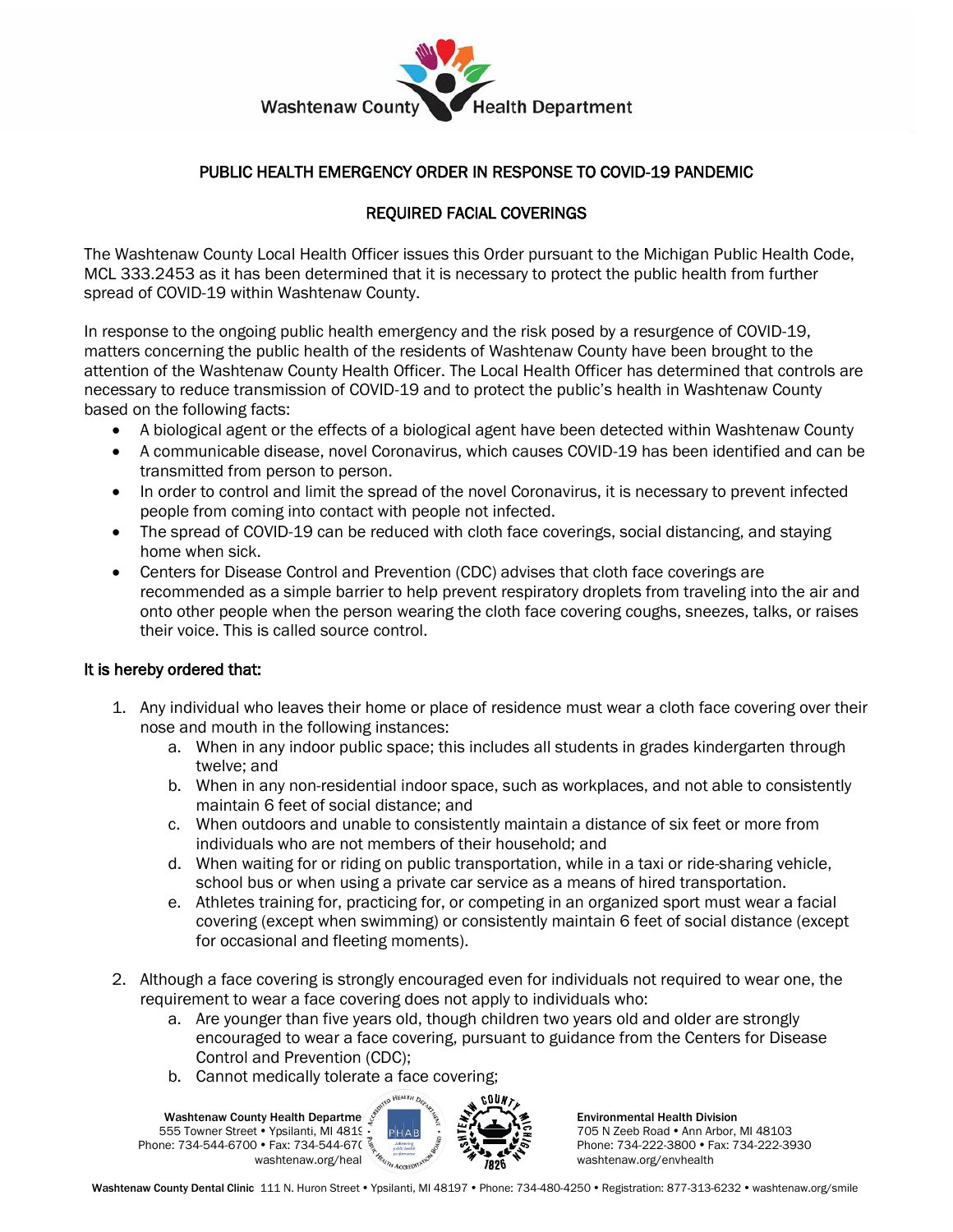# PUBLIC HEALTH EMERGENCY ORDER IN RESPONSE TO COVID-19 PANDEMIC

## REQUIRED FACIAL COVERINGS

The Washtenaw County Local Health Officer issues this Order pursuant to the Michigan Public Health Code, MCL 333.2453 as it has been determined that it is necessary to protect the public health from further spread of COVID-19 within Washtenaw County.

In response to the ongoing public health emergency and the risk posed by a resurgence of COVID-19, matters concerning the public health of the residents of Washtenaw County have been brought to the attention of the Washtenaw County Health Officer. The Local Health Officer has determined that controls are necessary to reduce transmission of COVID-19 and to protect the public's health in Washtenaw County based on the following facts:

- A biological agent or the effects of a biological agent have been detected within Washtenaw County
- A communicable disease, novel Coronavirus, which causes COVID-19 has been identified and can be transmitted from person to person.
- In order to control and limit the spread of the novel Coronavirus, it is necessary to prevent infected people from coming into contact with people not infected.
- The spread of COVID-19 can be reduced with cloth face coverings, social distancing, and staying home when sick.
- Centers for Disease Control and Prevention (CDC) advises that cloth face coverings are recommended as a simple barrier to help prevent respiratory droplets from traveling into the air and onto other people when the person wearing the cloth face covering coughs, sneezes, talks, or raises their voice. This is called source control.

**It is hereby ordered that:**

1. Any individual who leaves their home or place of residence must wear a cloth face covering over their nose and mouth in the following instances:
    a. When in any indoor public space; this includes all students in grades kindergarten through twelve; and
    b. When in any non-residential indoor space, such as workplaces, and not able to consistently maintain 6 feet of social distance; and
    c. When outdoors and unable to consistently maintain a distance of six feet or more from individuals who are not members of their household; and
    d. When waiting for or riding on public transportation, while in a taxi or ride-sharing vehicle, school bus or when using a private car service as a means of hired transportation.
    e. Athletes training for, practicing for, or competing in an organized sport must wear a facial covering (except when swimming) or consistently maintain 6 feet of social distance (except for occasional and fleeting moments).

2. Although a face covering is strongly encouraged even for individuals not required to wear one, the requirement to wear a face covering does not apply to individuals who:
    a. Are younger than five years old, though children two years old and older are strongly encouraged to wear a face covering, pursuant to guidance from the Centers for Disease Control and Prevention (CDC);
    b. Cannot medically tolerate a face covering;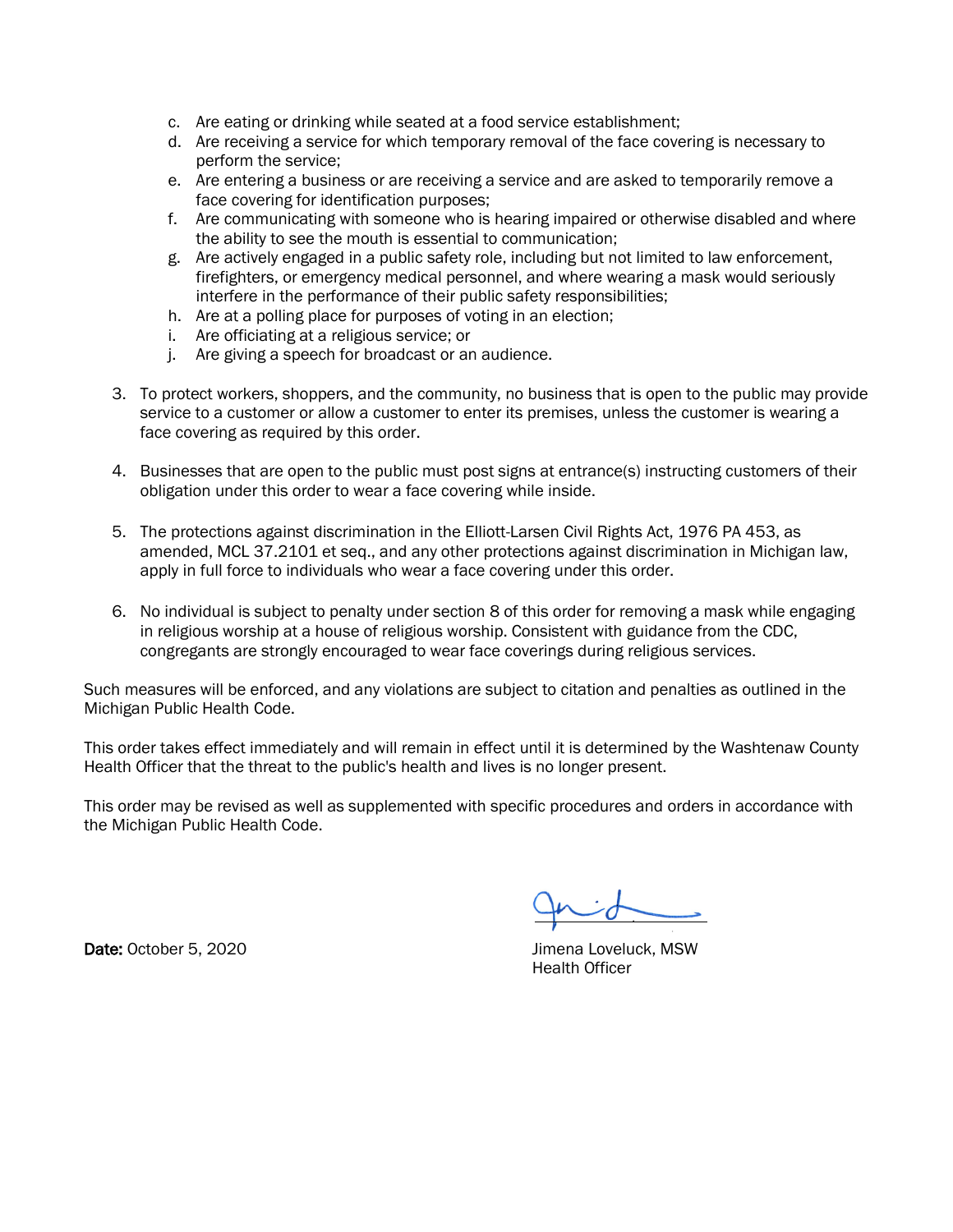c. Are eating or drinking while seated at a food service establishment;
   d. Are receiving a service for which temporary removal of the face covering is necessary to perform the service;
   e. Are entering a business or are receiving a service and are asked to temporarily remove a face covering for identification purposes;
   f. Are communicating with someone who is hearing impaired or otherwise disabled and where the ability to see the mouth is essential to communication;
   g. Are actively engaged in a public safety role, including but not limited to law enforcement, firefighters, or emergency medical personnel, and where wearing a mask would seriously interfere in the performance of their public safety responsibilities;
   h. Are at a polling place for purposes of voting in an election;
   i. Are officiating at a religious service; or
   j. Are giving a speech for broadcast or an audience.

3. To protect workers, shoppers, and the community, no business that is open to the public may provide service to a customer or allow a customer to enter its premises, unless the customer is wearing a face covering as required by this order.

4. Businesses that are open to the public must post signs at entrance(s) instructing customers of their obligation under this order to wear a face covering while inside.

5. The protections against discrimination in the Elliott-Larsen Civil Rights Act, 1976 PA 453, as amended, MCL 37.2101 et seq., and any other protections against discrimination in Michigan law, apply in full force to individuals who wear a face covering under this order.

6. No individual is subject to penalty under section 8 of this order for removing a mask while engaging in religious worship at a house of religious worship. Consistent with guidance from the CDC, congregants are strongly encouraged to wear face coverings during religious services.

Such measures will be enforced, and any violations are subject to citation and penalties as outlined in the Michigan Public Health Code.

This order takes effect immediately and will remain in effect until it is determined by the Washtenaw County Health Officer that the threat to the public's health and lives is no longer present.

This order may be revised as well as supplemented with specific procedures and orders in accordance with the Michigan Public Health Code.

**Date:** October 5, 2020

Jimena Loveluck, MSW
Health Officer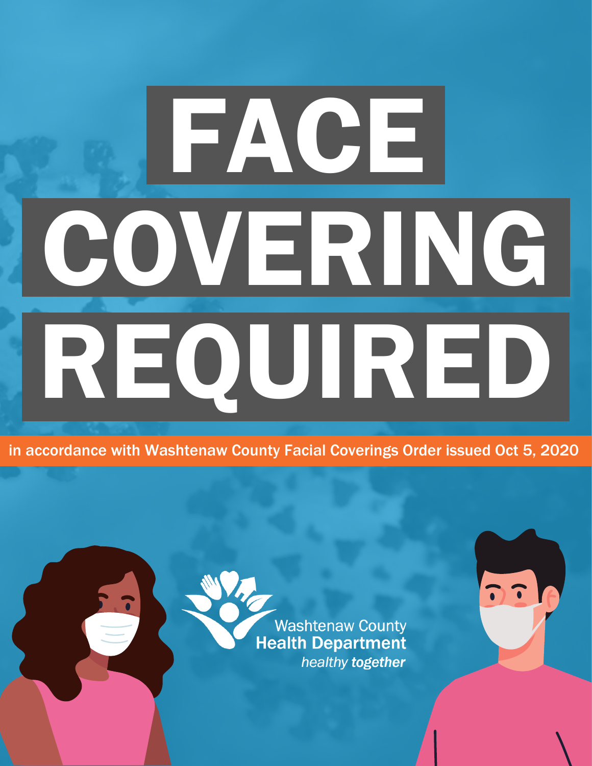# FACE COVERING REQUIRED

in accordance with Washtenaw County Facial Coverings Order issued Oct 5, 2020

Washtenaw County
**Health Department**
*healthy* ***together***